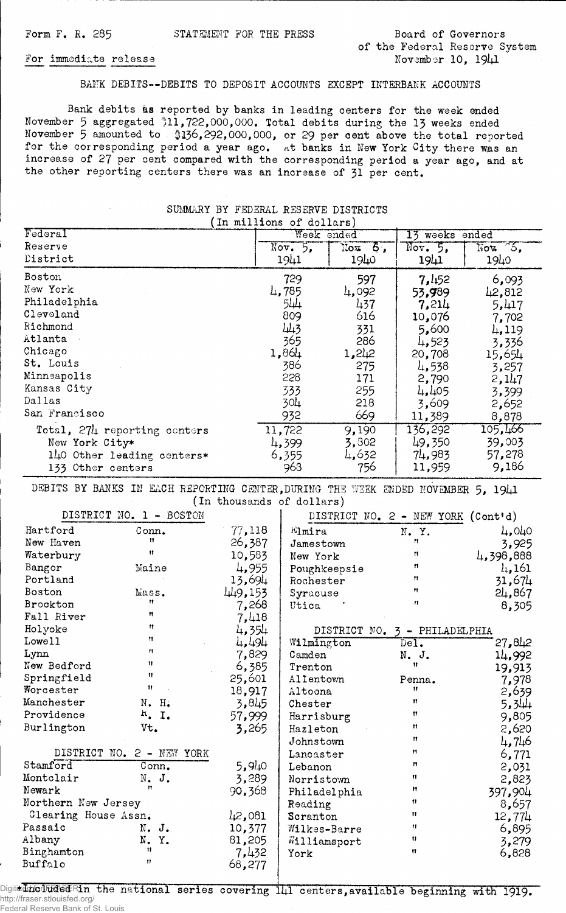Form F. R. 285 STATEMENT FOR THE PRESS Board of Governors of the Federal Reserve System

For immediate release November 10, 1941

## BANK DEBITS--DEBITS TO DEPOSIT ACCOUNTS EXCEPT INTERBANK ACCOUNTS

Bank debits as reported by banks in leading centers for the week ended November 5 aggregated $11,722,000,000. Total debits during the 13 weeks ended November 5 amounted to $136,292,000,000, or 29 per cent above the total reported for the corresponding period a year ago. At banks in New York City there was an increase of 27 per cent compared with the corresponding period a year ago, and at the other reporting centers there was an increase of 31 per cent.

### SUMMARY BY FEDERAL RESERVE DISTRICTS
(In millions of dollars)

| Federal Reserve District | Week ended Nov. 5, 1941 | Week ended Nov. 6, 1940 | 13 weeks ended Nov. 5, 1941 | 13 weeks ended Nov. 6, 1940 |
|---|---|---|---|---|
| Boston | 729 | 597 | 7,452 | 6,093 |
| New York | 4,785 | 4,092 | 53,989 | 42,812 |
| Philadelphia | 544 | 437 | 7,214 | 5,417 |
| Cleveland | 809 | 616 | 10,076 | 7,702 |
| Richmond | 443 | 331 | 5,600 | 4,119 |
| Atlanta | 365 | 286 | 4,523 | 3,336 |
| Chicago | 1,864 | 1,242 | 20,708 | 15,654 |
| St. Louis | 386 | 275 | 4,538 | 3,257 |
| Minneapolis | 228 | 171 | 2,790 | 2,147 |
| Kansas City | 333 | 255 | 4,405 | 3,399 |
| Dallas | 304 | 218 | 3,609 | 2,652 |
| San Francisco | 932 | 669 | 11,389 | 8,878 |
| Total, 274 reporting centers | 11,722 | 9,190 | 136,292 | 105,466 |
| New York City* | 4,399 | 3,302 | 49,350 | 39,003 |
| 140 Other leading centers* | 6,355 | 4,632 | 74,983 | 57,278 |
| 133 Other centers | 968 | 756 | 11,959 | 9,186 |

### DEBITS BY BANKS IN EACH REPORTING CENTER, DURING THE WEEK ENDED NOVEMBER 5, 1941
(In thousands of dollars)

| DISTRICT NO. 1 - BOSTON | | |
|---|---|---|
| Hartford | Conn. | 77,118 |
| New Haven | " | 26,387 |
| Waterbury | " | 10,583 |
| Bangor | Maine | 4,955 |
| Portland | | 13,694 |
| Boston | Mass. | 449,153 |
| Brockton | " | 7,268 |
| Fall River | " | 7,418 |
| Holyoke | " | 4,354 |
| Lowell | " | 4,494 |
| Lynn | " | 7,829 |
| New Bedford | " | 6,385 |
| Springfield | " | 25,601 |
| Worcester | " | 18,917 |
| Manchester | N. H. | 3,845 |
| Providence | R. I. | 57,999 |
| Burlington | Vt. | 3,265 |

| DISTRICT NO. 2 - NEW YORK | | |
|---|---|---|
| Stamford | Conn. | 5,940 |
| Montclair | N. J. | 3,289 |
| Newark | " | 90,368 |
| Northern New Jersey Clearing House Assn. | | 42,081 |
| Passaic | N. J. | 10,377 |
| Albany | N. Y. | 81,205 |
| Binghamton | " | 7,432 |
| Buffalo | " | 68,277 |
| Elmira | N. Y. | 4,040 |
| Jamestown | " | 3,925 |
| New York | " | 4,398,888 |
| Poughkeepsie | " | 4,161 |
| Rochester | " | 31,674 |
| Syracuse | " | 24,867 |
| Utica | " | 8,305 |

| DISTRICT NO. 3 - PHILADELPHIA | | |
|---|---|---|
| Wilmington | Del. | 27,842 |
| Camden | N. J. | 14,992 |
| Trenton | " | 19,913 |
| Allentown | Penna. | 7,978 |
| Altoona | " | 2,639 |
| Chester | " | 5,344 |
| Harrisburg | " | 9,805 |
| Hazleton | " | 2,620 |
| Johnstown | " | 4,746 |
| Lancaster | " | 6,771 |
| Lebanon | " | 2,031 |
| Norristown | " | 2,823 |
| Philadelphia | " | 397,904 |
| Reading | " | 8,657 |
| Scranton | " | 12,774 |
| Wilkes-Barre | " | 6,895 |
| Williamsport | " | 3,279 |
| York | " | 6,828 |

*Included in the national series covering 141 centers, available beginning with 1919.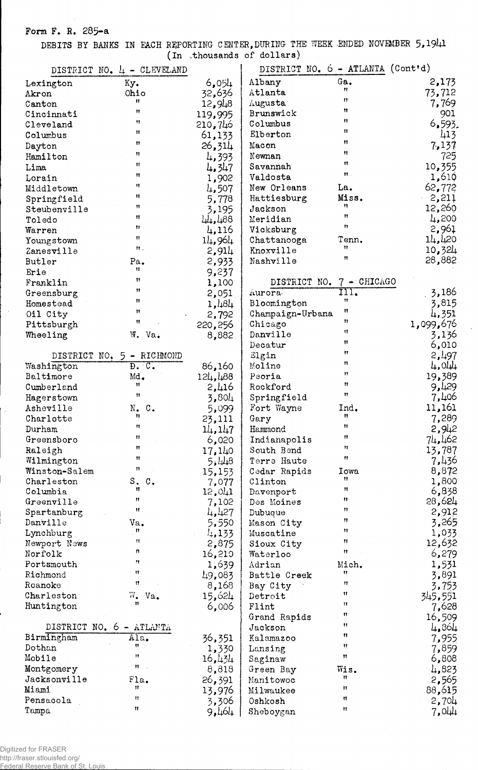Form F. R. 285-a

DEBITS BY BANKS IN EACH REPORTING CENTER, DURING THE WEEK ENDED NOVEMBER 5, 1941
(In thousands of dollars)

| DISTRICT NO. 4 - CLEVELAND | | |
|---|---|---|
| Lexington | Ky. | 6,054 |
| Akron | Ohio | 32,636 |
| Canton | " | 12,948 |
| Cincinnati | " | 119,995 |
| Cleveland | " | 210,746 |
| Columbus | " | 61,133 |
| Dayton | " | 26,314 |
| Hamilton | " | 4,393 |
| Lima | " | 4,347 |
| Lorain | " | 1,902 |
| Middletown | " | 4,507 |
| Springfield | " | 5,778 |
| Steubenville | " | 3,195 |
| Toledo | " | 44,488 |
| Warren | " | 4,116 |
| Youngstown | " | 14,964 |
| Zanesville | " | 2,914 |
| Butler | Pa. | 2,933 |
| Erie | " | 9,237 |
| Franklin | " | 1,100 |
| Greensburg | " | 2,051 |
| Homestead | " | 1,484 |
| Oil City | " | 2,792 |
| Pittsburgh | " | 220,256 |
| Wheeling | W. Va. | 8,882 |

| DISTRICT NO. 5 - RICHMOND | | |
|---|---|---|
| Washington | D. C. | 86,160 |
| Baltimore | Md. | 124,488 |
| Cumberland | " | 2,416 |
| Hagerstown | " | 3,804 |
| Asheville | N. C. | 5,099 |
| Charlotte | " | 23,111 |
| Durham | " | 14,147 |
| Greensboro | " | 6,020 |
| Raleigh | " | 17,140 |
| Wilmington | " | 5,448 |
| Winston-Salem | " | 15,153 |
| Charleston | S. C. | 7,077 |
| Columbia | " | 12,041 |
| Greenville | " | 7,102 |
| Spartanburg | " | 4,427 |
| Danville | Va. | 5,550 |
| Lynchburg | " | 4,133 |
| Newport News | " | 2,875 |
| Norfolk | " | 16,210 |
| Portsmouth | " | 1,639 |
| Richmond | " | 49,083 |
| Roanoke | " | 8,168 |
| Charleston | W. Va. | 15,624 |
| Huntington | " | 6,006 |

| DISTRICT NO. 6 - ATLANTA | | |
|---|---|---|
| Birmingham | Ala. | 36,351 |
| Dothan | " | 1,330 |
| Mobile | " | 16,434 |
| Montgomery | " | 8,818 |
| Jacksonville | Fla. | 26,391 |
| Miami | " | 13,976 |
| Pensacola | " | 3,306 |
| Tampa | " | 9,464 |
| Albany | Ga. | 2,173 |
| Atlanta | " | 73,712 |
| Augusta | " | 7,769 |
| Brunswick | " | 901 |
| Columbus | " | 6,593 |
| Elberton | " | 413 |
| Macon | " | 7,137 |
| Newnan | " | 725 |
| Savannah | " | 10,355 |
| Valdosta | " | 1,610 |
| New Orleans | La. | 62,772 |
| Hattiesburg | Miss. | 2,211 |
| Jackson | " | 12,260 |
| Meridian | " | 4,200 |
| Vicksburg | " | 2,961 |
| Chattanooga | Tenn. | 14,420 |
| Knoxville | " | 10,324 |
| Nashville | " | 28,882 |

| DISTRICT NO. 7 - CHICAGO | | |
|---|---|---|
| Aurora | Ill. | 3,186 |
| Bloomington | " | 3,815 |
| Champaign-Urbana | " | 4,351 |
| Chicago | " | 1,099,676 |
| Danville | " | 3,136 |
| Decatur | " | 6,010 |
| Elgin | " | 2,497 |
| Moline | " | 4,044 |
| Peoria | " | 19,389 |
| Rockford | " | 9,429 |
| Springfield | " | 7,406 |
| Fort Wayne | Ind. | 11,161 |
| Gary | " | 7,289 |
| Hammond | " | 2,942 |
| Indianapolis | " | 74,462 |
| South Bend | " | 13,787 |
| Terre Haute | " | 7,436 |
| Cedar Rapids | Iowa | 8,872 |
| Clinton | " | 1,800 |
| Davenport | " | 6,838 |
| Des Moines | " | 28,624 |
| Dubuque | " | 2,912 |
| Mason City | " | 3,265 |
| Muscatine | " | 1,033 |
| Sioux City | " | 12,632 |
| Waterloo | " | 6,279 |
| Adrian | Mich. | 1,531 |
| Battle Creek | " | 3,891 |
| Bay City | " | 3,753 |
| Detroit | " | 345,551 |
| Flint | " | 7,628 |
| Grand Rapids | " | 16,509 |
| Jackson | " | 4,864 |
| Kalamazoo | " | 7,955 |
| Lansing | " | 7,859 |
| Saginaw | " | 6,808 |
| Green Bay | Wis. | 4,823 |
| Manitowoc | " | 2,565 |
| Milwaukee | " | 88,615 |
| Oshkosh | " | 2,704 |
| Sheboygan | " | 7,044 |

Digitized for FRASER
http://fraser.stlouisfed.org/
Federal Reserve Bank of St. Louis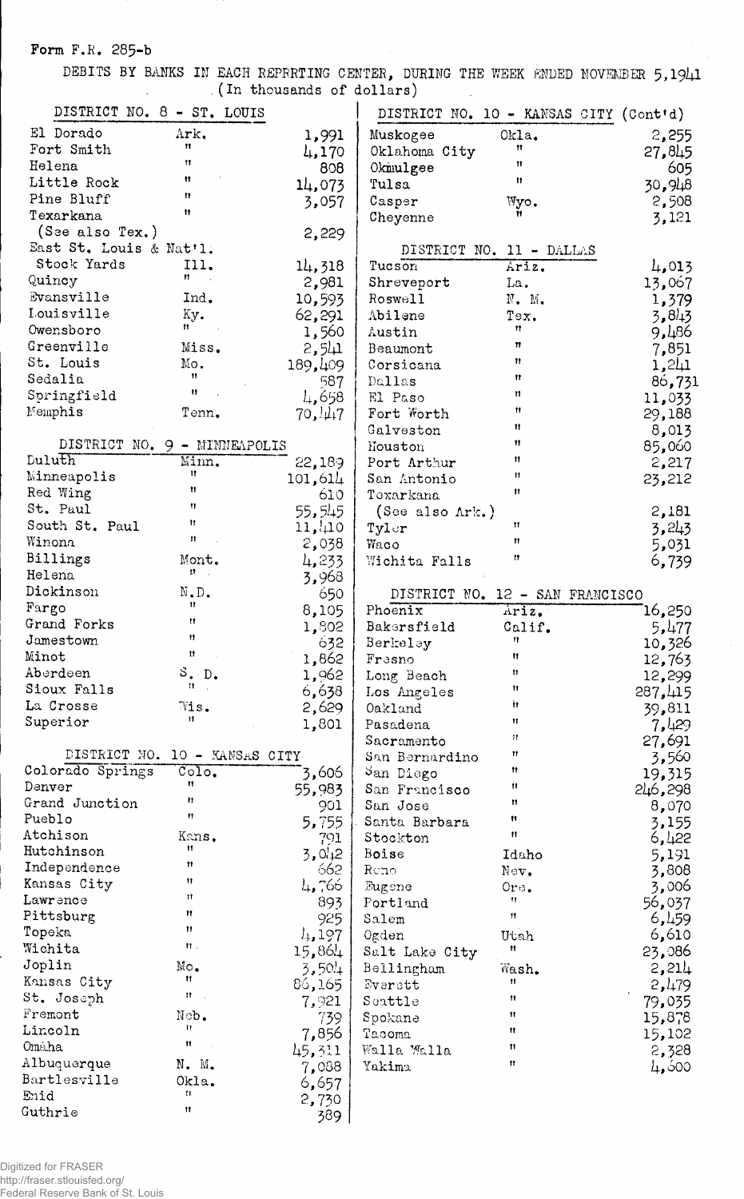Form F.R. 285-b

DEBITS BY BANKS IN EACH REPRRTING CENTER, DURING THE WEEK ENDED NOVEMBER 5,1941
(In thousands of dollars)

| DISTRICT NO. 8 - ST. LOUIS | | |
|---|---|---|
| El Dorado | Ark. | 1,991 |
| Fort Smith | " | 4,170 |
| Helena | " | 808 |
| Little Rock | " | 14,073 |
| Pine Bluff | " | 3,057 |
| Texarkana (See also Tex.) | " | 2,229 |
| East St. Louis & Nat'l. Stock Yards | Ill. | 14,318 |
| Quincy | " | 2,981 |
| Evansville | Ind. | 10,593 |
| Louisville | Ky. | 62,291 |
| Owensboro | " | 1,560 |
| Greenville | Miss. | 2,541 |
| St. Louis | Mo. | 189,409 |
| Sedalia | " | 587 |
| Springfield | " | 4,658 |
| Memphis | Tenn. | 70,447 |

| DISTRICT NO. 9 - MINNEAPOLIS | | |
|---|---|---|
| Duluth | Minn. | 22,189 |
| Minneapolis | " | 101,614 |
| Red Wing | " | 610 |
| St. Paul | " | 55,545 |
| South St. Paul | " | 11,410 |
| Winona | " | 2,038 |
| Billings | Mont. | 4,233 |
| Helena | " | 3,968 |
| Dickinson | N.D. | 650 |
| Fargo | " | 8,105 |
| Grand Forks | " | 1,802 |
| Jamestown | " | 632 |
| Minot | " | 1,862 |
| Aberdeen | S. D. | 1,962 |
| Sioux Falls | " | 6,638 |
| La Crosse | Wis. | 2,629 |
| Superior | " | 1,801 |

| DISTRICT NO. 10 - KANSAS CITY | | |
|---|---|---|
| Colorado Springs | Colo. | 3,606 |
| Denver | " | 55,983 |
| Grand Junction | " | 901 |
| Pueblo | " | 5,755 |
| Atchison | Kans. | 791 |
| Hutchinson | " | 3,042 |
| Independence | " | 662 |
| Kansas City | " | 4,766 |
| Lawrence | " | 893 |
| Pittsburg | " | 925 |
| Topeka | " | 4,197 |
| Wichita | " | 15,864 |
| Joplin | Mo. | 3,504 |
| Kansas City | " | 86,165 |
| St. Joseph | " | 7,921 |
| Fremont | Neb. | 739 |
| Lincoln | " | 7,856 |
| Omaha | " | 45,311 |
| Albuquerque | N. M. | 7,088 |
| Bartlesville | Okla. | 6,657 |
| Enid | " | 2,730 |
| Guthrie | " | 389 |

| DISTRICT NO. 10 - KANSAS CITY (Cont'd) | | |
|---|---|---|
| Muskogee | Okla. | 2,255 |
| Oklahoma City | " | 27,845 |
| Okmulgee | " | 605 |
| Tulsa | " | 30,948 |
| Casper | Wyo. | 2,508 |
| Cheyenne | " | 3,121 |

| DISTRICT NO. 11 - DALLAS | | |
|---|---|---|
| Tucson | Ariz. | 4,013 |
| Shreveport | La. | 13,067 |
| Roswell | N. M. | 1,379 |
| Abilene | Tex. | 3,843 |
| Austin | " | 9,486 |
| Beaumont | " | 7,851 |
| Corsicana | " | 1,241 |
| Dallas | " | 86,731 |
| El Paso | " | 11,033 |
| Fort Worth | " | 29,188 |
| Galveston | " | 8,013 |
| Houston | " | 85,060 |
| Port Arthur | " | 2,217 |
| San Antonio | " | 23,212 |
| Texarkana (See also Ark.) | " | 2,181 |
| Tyler | " | 3,243 |
| Waco | " | 5,031 |
| Wichita Falls | " | 6,739 |

| DISTRICT NO. 12 - SAN FRANCISCO | | |
|---|---|---|
| Phoenix | Ariz. | 16,250 |
| Bakersfield | Calif. | 5,477 |
| Berkeley | " | 10,326 |
| Fresno | " | 12,763 |
| Long Beach | " | 12,299 |
| Los Angeles | " | 287,415 |
| Oakland | " | 39,811 |
| Pasadena | " | 7,429 |
| Sacramento | " | 27,691 |
| San Bernardino | " | 3,560 |
| San Diego | " | 19,315 |
| San Francisco | " | 246,298 |
| San Jose | " | 8,070 |
| Santa Barbara | " | 3,155 |
| Stockton | " | 6,422 |
| Boise | Idaho | 5,191 |
| Reno | Nev. | 3,808 |
| Eugene | Ore. | 3,006 |
| Portland | " | 56,037 |
| Salem | " | 6,459 |
| Ogden | Utah | 6,610 |
| Salt Lake City | " | 23,086 |
| Bellingham | Wash. | 2,214 |
| Everett | " | 2,479 |
| Seattle | " | 79,035 |
| Spokane | " | 15,878 |
| Tacoma | " | 15,102 |
| Walla Walla | " | 2,328 |
| Yakima | " | 4,600 |

Digitized for FRASER
http://fraser.stlouisfed.org/
Federal Reserve Bank of St. Louis